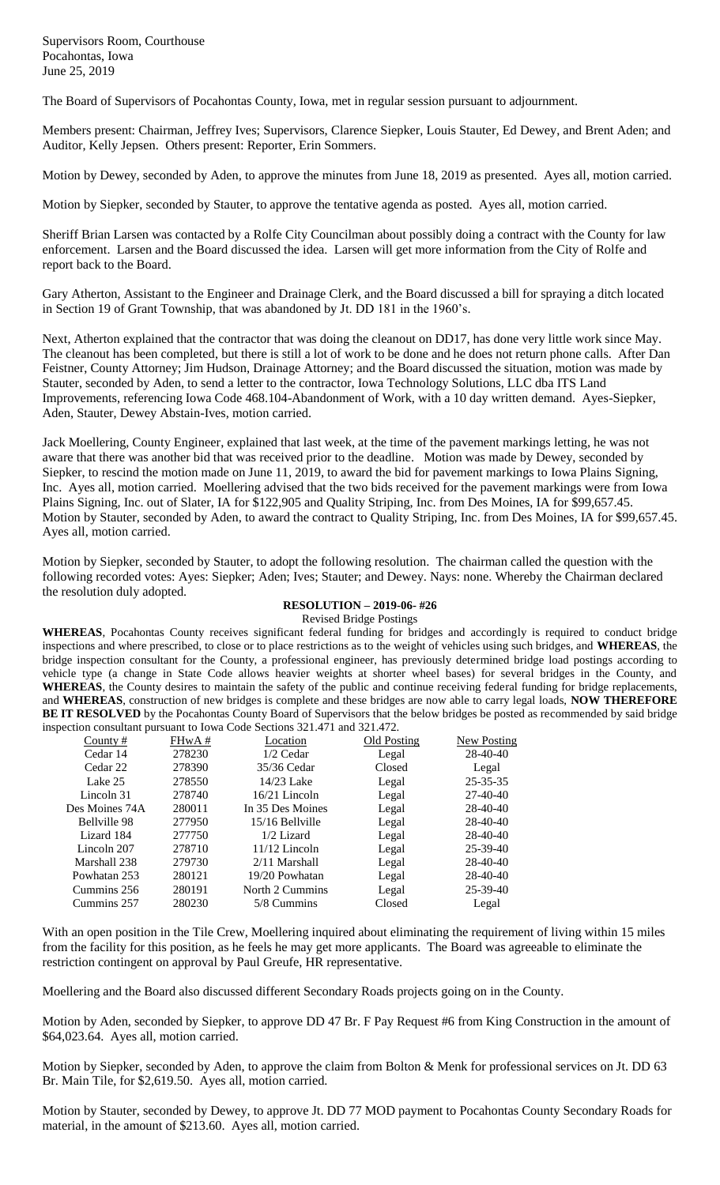Supervisors Room, Courthouse
Pocahontas, Iowa
June 25, 2019

The Board of Supervisors of Pocahontas County, Iowa, met in regular session pursuant to adjournment.

Members present: Chairman, Jeffrey Ives; Supervisors, Clarence Siepker, Louis Stauter, Ed Dewey, and Brent Aden; and Auditor, Kelly Jepsen. Others present: Reporter, Erin Sommers.

Motion by Dewey, seconded by Aden, to approve the minutes from June 18, 2019 as presented. Ayes all, motion carried.

Motion by Siepker, seconded by Stauter, to approve the tentative agenda as posted. Ayes all, motion carried.

Sheriff Brian Larsen was contacted by a Rolfe City Councilman about possibly doing a contract with the County for law enforcement. Larsen and the Board discussed the idea. Larsen will get more information from the City of Rolfe and report back to the Board.

Gary Atherton, Assistant to the Engineer and Drainage Clerk, and the Board discussed a bill for spraying a ditch located in Section 19 of Grant Township, that was abandoned by Jt. DD 181 in the 1960's.

Next, Atherton explained that the contractor that was doing the cleanout on DD17, has done very little work since May. The cleanout has been completed, but there is still a lot of work to be done and he does not return phone calls. After Dan Feistner, County Attorney; Jim Hudson, Drainage Attorney; and the Board discussed the situation, motion was made by Stauter, seconded by Aden, to send a letter to the contractor, Iowa Technology Solutions, LLC dba ITS Land Improvements, referencing Iowa Code 468.104-Abandonment of Work, with a 10 day written demand. Ayes-Siepker, Aden, Stauter, Dewey Abstain-Ives, motion carried.

Jack Moellering, County Engineer, explained that last week, at the time of the pavement markings letting, he was not aware that there was another bid that was received prior to the deadline. Motion was made by Dewey, seconded by Siepker, to rescind the motion made on June 11, 2019, to award the bid for pavement markings to Iowa Plains Signing, Inc. Ayes all, motion carried. Moellering advised that the two bids received for the pavement markings were from Iowa Plains Signing, Inc. out of Slater, IA for $122,905 and Quality Striping, Inc. from Des Moines, IA for $99,657.45. Motion by Stauter, seconded by Aden, to award the contract to Quality Striping, Inc. from Des Moines, IA for $99,657.45. Ayes all, motion carried.

Motion by Siepker, seconded by Stauter, to adopt the following resolution. The chairman called the question with the following recorded votes: Ayes: Siepker; Aden; Ives; Stauter; and Dewey. Nays: none. Whereby the Chairman declared the resolution duly adopted.

**RESOLUTION – 2019-06- #26**

Revised Bridge Postings

**WHEREAS**, Pocahontas County receives significant federal funding for bridges and accordingly is required to conduct bridge inspections and where prescribed, to close or to place restrictions as to the weight of vehicles using such bridges, and **WHEREAS**, the bridge inspection consultant for the County, a professional engineer, has previously determined bridge load postings according to vehicle type (a change in State Code allows heavier weights at shorter wheel bases) for several bridges in the County, and **WHEREAS**, the County desires to maintain the safety of the public and continue receiving federal funding for bridge replacements, and **WHEREAS**, construction of new bridges is complete and these bridges are now able to carry legal loads, **NOW THEREFORE BE IT RESOLVED** by the Pocahontas County Board of Supervisors that the below bridges be posted as recommended by said bridge inspection consultant pursuant to Iowa Code Sections 321.471 and 321.472.

| County # | FHwA # | Location | Old Posting | New Posting |
|---|---|---|---|---|
| Cedar 14 | 278230 | 1/2 Cedar | Legal | 28-40-40 |
| Cedar 22 | 278390 | 35/36 Cedar | Closed | Legal |
| Lake 25 | 278550 | 14/23 Lake | Legal | 25-35-35 |
| Lincoln 31 | 278740 | 16/21 Lincoln | Legal | 27-40-40 |
| Des Moines 74A | 280011 | In 35 Des Moines | Legal | 28-40-40 |
| Bellville 98 | 277950 | 15/16 Bellville | Legal | 28-40-40 |
| Lizard 184 | 277750 | 1/2 Lizard | Legal | 28-40-40 |
| Lincoln 207 | 278710 | 11/12 Lincoln | Legal | 25-39-40 |
| Marshall 238 | 279730 | 2/11 Marshall | Legal | 28-40-40 |
| Powhatan 253 | 280121 | 19/20 Powhatan | Legal | 28-40-40 |
| Cummins 256 | 280191 | North 2 Cummins | Legal | 25-39-40 |
| Cummins 257 | 280230 | 5/8 Cummins | Closed | Legal |

With an open position in the Tile Crew, Moellering inquired about eliminating the requirement of living within 15 miles from the facility for this position, as he feels he may get more applicants. The Board was agreeable to eliminate the restriction contingent on approval by Paul Greufe, HR representative.

Moellering and the Board also discussed different Secondary Roads projects going on in the County.

Motion by Aden, seconded by Siepker, to approve DD 47 Br. F Pay Request #6 from King Construction in the amount of $64,023.64. Ayes all, motion carried.

Motion by Siepker, seconded by Aden, to approve the claim from Bolton & Menk for professional services on Jt. DD 63 Br. Main Tile, for $2,619.50. Ayes all, motion carried.

Motion by Stauter, seconded by Dewey, to approve Jt. DD 77 MOD payment to Pocahontas County Secondary Roads for material, in the amount of $213.60. Ayes all, motion carried.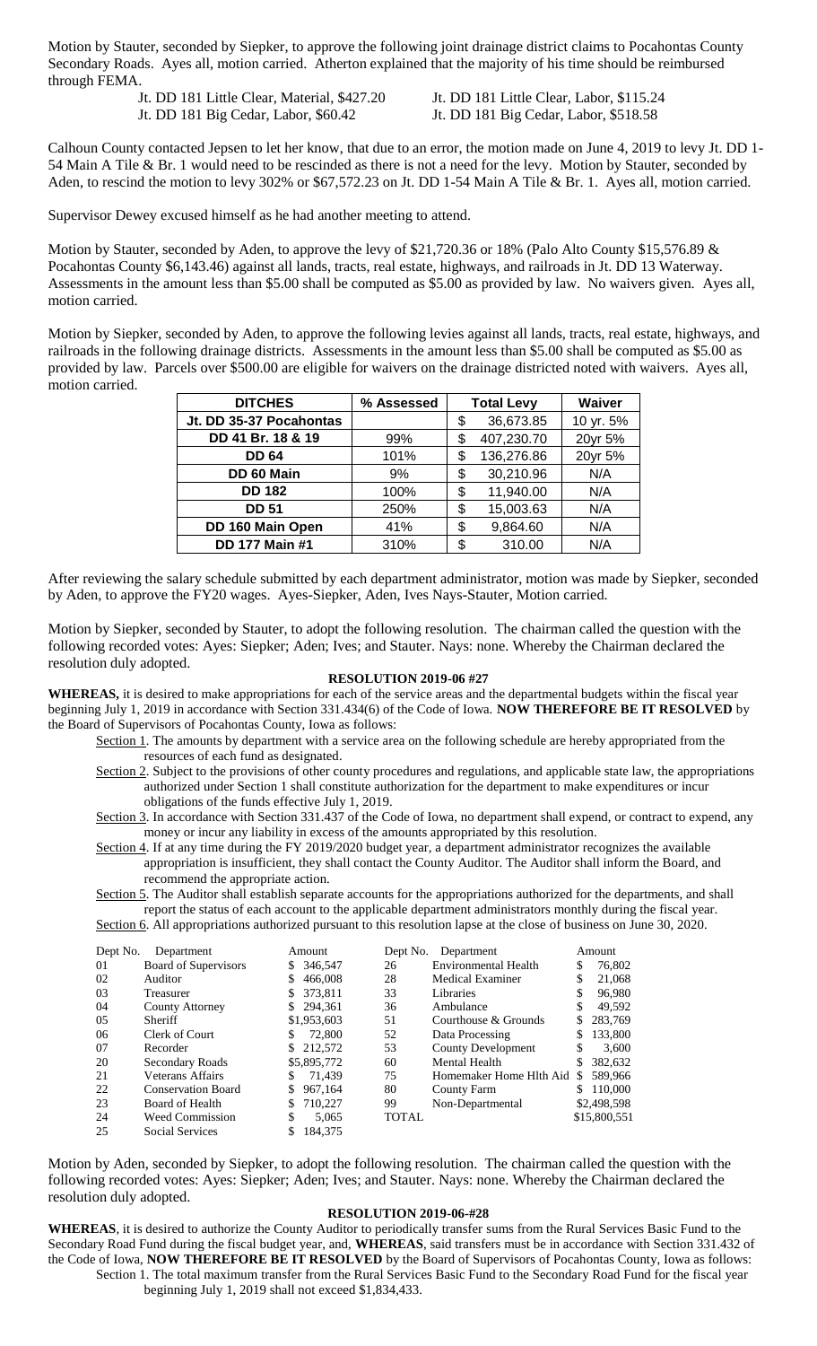Motion by Stauter, seconded by Siepker, to approve the following joint drainage district claims to Pocahontas County Secondary Roads. Ayes all, motion carried. Atherton explained that the majority of his time should be reimbursed through FEMA.

Jt. DD 181 Little Clear, Material, $427.20
Jt. DD 181 Little Clear, Labor, $115.24
Jt. DD 181 Big Cedar, Labor, $60.42
Jt. DD 181 Big Cedar, Labor, $518.58

Calhoun County contacted Jepsen to let her know, that due to an error, the motion made on June 4, 2019 to levy Jt. DD 1-54 Main A Tile & Br. 1 would need to be rescinded as there is not a need for the levy. Motion by Stauter, seconded by Aden, to rescind the motion to levy 302% or $67,572.23 on Jt. DD 1-54 Main A Tile & Br. 1. Ayes all, motion carried.

Supervisor Dewey excused himself as he had another meeting to attend.

Motion by Stauter, seconded by Aden, to approve the levy of $21,720.36 or 18% (Palo Alto County $15,576.89 & Pocahontas County $6,143.46) against all lands, tracts, real estate, highways, and railroads in Jt. DD 13 Waterway. Assessments in the amount less than $5.00 shall be computed as $5.00 as provided by law. No waivers given. Ayes all, motion carried.

Motion by Siepker, seconded by Aden, to approve the following levies against all lands, tracts, real estate, highways, and railroads in the following drainage districts. Assessments in the amount less than $5.00 shall be computed as $5.00 as provided by law. Parcels over $500.00 are eligible for waivers on the drainage districted noted with waivers. Ayes all, motion carried.

| DITCHES | % Assessed | Total Levy | Waiver |
|---|---|---|---|
| Jt. DD 35-37 Pocahontas | | $ 36,673.85 | 10 yr. 5% |
| DD 41 Br. 18 & 19 | 99% | $ 407,230.70 | 20yr 5% |
| DD 64 | 101% | $ 136,276.86 | 20yr 5% |
| DD 60 Main | 9% | $ 30,210.96 | N/A |
| DD 182 | 100% | $ 11,940.00 | N/A |
| DD 51 | 250% | $ 15,003.63 | N/A |
| DD 160 Main Open | 41% | $ 9,864.60 | N/A |
| DD 177 Main #1 | 310% | $ 310.00 | N/A |

After reviewing the salary schedule submitted by each department administrator, motion was made by Siepker, seconded by Aden, to approve the FY20 wages. Ayes-Siepker, Aden, Ives Nays-Stauter, Motion carried.

Motion by Siepker, seconded by Stauter, to adopt the following resolution. The chairman called the question with the following recorded votes: Ayes: Siepker; Aden; Ives; and Stauter. Nays: none. Whereby the Chairman declared the resolution duly adopted.

**RESOLUTION 2019-06 #27**

**WHEREAS,** it is desired to make appropriations for each of the service areas and the departmental budgets within the fiscal year beginning July 1, 2019 in accordance with Section 331.434(6) of the Code of Iowa. **NOW THEREFORE BE IT RESOLVED** by the Board of Supervisors of Pocahontas County, Iowa as follows:

Section 1. The amounts by department with a service area on the following schedule are hereby appropriated from the resources of each fund as designated.

Section 2. Subject to the provisions of other county procedures and regulations, and applicable state law, the appropriations authorized under Section 1 shall constitute authorization for the department to make expenditures or incur obligations of the funds effective July 1, 2019.

Section 3. In accordance with Section 331.437 of the Code of Iowa, no department shall expend, or contract to expend, any money or incur any liability in excess of the amounts appropriated by this resolution.

Section 4. If at any time during the FY 2019/2020 budget year, a department administrator recognizes the available appropriation is insufficient, they shall contact the County Auditor. The Auditor shall inform the Board, and recommend the appropriate action.

Section 5. The Auditor shall establish separate accounts for the appropriations authorized for the departments, and shall report the status of each account to the applicable department administrators monthly during the fiscal year.

Section 6. All appropriations authorized pursuant to this resolution lapse at the close of business on June 30, 2020.

| Dept No. | Department | Amount | Dept No. | Department | Amount |
|---|---|---|---|---|---|
| 01 | Board of Supervisors | $ 346,547 | 26 | Environmental Health | $ 76,802 |
| 02 | Auditor | $ 466,008 | 28 | Medical Examiner | $ 21,068 |
| 03 | Treasurer | $ 373,811 | 33 | Libraries | $ 96,980 |
| 04 | County Attorney | $ 294,361 | 36 | Ambulance | $ 49,592 |
| 05 | Sheriff | $1,953,603 | 51 | Courthouse & Grounds | $ 283,769 |
| 06 | Clerk of Court | $ 72,800 | 52 | Data Processing | $ 133,800 |
| 07 | Recorder | $ 212,572 | 53 | County Development | $ 3,600 |
| 20 | Secondary Roads | $5,895,772 | 60 | Mental Health | $ 382,632 |
| 21 | Veterans Affairs | $ 71,439 | 75 | Homemaker Home Hlth Aid | $ 589,966 |
| 22 | Conservation Board | $ 967,164 | 80 | County Farm | $ 110,000 |
| 23 | Board of Health | $ 710,227 | 99 | Non-Departmental | $2,498,598 |
| 24 | Weed Commission | $ 5,065 | TOTAL | | $15,800,551 |
| 25 | Social Services | $ 184,375 | | | |

Motion by Aden, seconded by Siepker, to adopt the following resolution. The chairman called the question with the following recorded votes: Ayes: Siepker; Aden; Ives; and Stauter. Nays: none. Whereby the Chairman declared the resolution duly adopted.

**RESOLUTION 2019-06-#28**

**WHEREAS**, it is desired to authorize the County Auditor to periodically transfer sums from the Rural Services Basic Fund to the Secondary Road Fund during the fiscal budget year, and, **WHEREAS**, said transfers must be in accordance with Section 331.432 of the Code of Iowa, **NOW THEREFORE BE IT RESOLVED** by the Board of Supervisors of Pocahontas County, Iowa as follows:

Section 1. The total maximum transfer from the Rural Services Basic Fund to the Secondary Road Fund for the fiscal year beginning July 1, 2019 shall not exceed $1,834,433.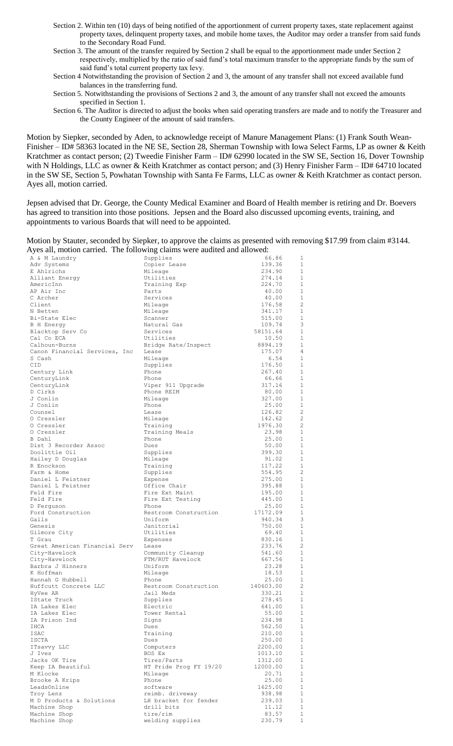Section 2. Within ten (10) days of being notified of the apportionment of current property taxes, state replacement against property taxes, delinquent property taxes, and mobile home taxes, the Auditor may order a transfer from said funds to the Secondary Road Fund.

Section 3. The amount of the transfer required by Section 2 shall be equal to the apportionment made under Section 2 respectively, multiplied by the ratio of said fund's total maximum transfer to the appropriate funds by the sum of said fund's total current property tax levy.

Section 4 Notwithstanding the provision of Section 2 and 3, the amount of any transfer shall not exceed available fund balances in the transferring fund.

Section 5. Notwithstanding the provisions of Sections 2 and 3, the amount of any transfer shall not exceed the amounts specified in Section 1.

Section 6. The Auditor is directed to adjust the books when said operating transfers are made and to notify the Treasurer and the County Engineer of the amount of said transfers.

Motion by Siepker, seconded by Aden, to acknowledge receipt of Manure Management Plans: (1) Frank South Wean-Finisher – ID# 58363 located in the NE SE, Section 28, Sherman Township with Iowa Select Farms, LP as owner & Keith Kratchmer as contact person; (2) Tweedie Finisher Farm – ID# 62990 located in the SW SE, Section 16, Dover Township with N Holdings, LLC as owner & Keith Kratchmer as contact person; and (3) Henry Finisher Farm – ID# 64710 located in the SW SE, Section 5, Powhatan Township with Santa Fe Farms, LLC as owner & Keith Kratchmer as contact person. Ayes all, motion carried.

Jepsen advised that Dr. George, the County Medical Examiner and Board of Health member is retiring and Dr. Boevers has agreed to transition into those positions. Jepsen and the Board also discussed upcoming events, training, and appointments to various Boards that will need to be appointed.

Motion by Stauter, seconded by Siepker, to approve the claims as presented with removing $17.99 from claim #3144. Ayes all, motion carried. The following claims were audited and allowed:

| | | | |
|---|---|---|---|
| A & M Laundry | Supplies | 66.86 | 1 |
| Adv Systems | Copier Lease | 139.36 | 1 |
| E Ahlrichs | Mileage | 234.90 | 1 |
| Alliant Energy | Utilities | 274.14 | 1 |
| AmericInn | Training Exp | 224.70 | 1 |
| AP Air Inc | Parts | 40.00 | 1 |
| C Archer | Services | 40.00 | 1 |
| Client | Mileage | 176.58 | 2 |
| N Betten | Mileage | 341.17 | 1 |
| Bi-State Elec | Scanner | 515.00 | 1 |
| B H Energy | Natural Gas | 109.74 | 3 |
| Blacktop Serv Co | Services | 58151.64 | 1 |
| Cal Co ECA | Utilities | 10.50 | 1 |
| Calhoun-Burns | Bridge Rate/Inspect | 8894.19 | 1 |
| Canon Financial Services, Inc | Lease | 175.07 | 4 |
| S Cash | Mileage | 6.54 | 1 |
| CID | Supplies | 176.50 | 1 |
| Century Link | Phone | 267.40 | 1 |
| CenturyLink | Phone | 66.66 | 1 |
| CenturyLink | Viper 911 Upgrade | 317.16 | 1 |
| D Cirks | Phone REIM | 80.00 | 1 |
| J Conlin | Mileage | 327.00 | 1 |
| J Conlin | Phone | 25.00 | 1 |
| Counsel | Lease | 126.82 | 2 |
| O Cressler | Mileage | 142.62 | 2 |
| O Cressler | Training | 1976.30 | 2 |
| O Cressler | Training Meals | 23.98 | 1 |
| B Dahl | Phone | 25.00 | 1 |
| Dist 3 Recorder Assoc | Dues | 50.00 | 1 |
| Doolittle Oil | Supplies | 399.30 | 1 |
| Hailey D Douglas | Mileage | 91.02 | 1 |
| R Enockson | Training | 117.22 | 1 |
| Farm & Home | Supplies | 554.95 | 2 |
| Daniel L Feistner | Expense | 275.00 | 1 |
| Daniel L Feistner | Office Chair | 395.88 | 1 |
| Feld Fire | Fire Ext Maint | 195.00 | 1 |
| Feld Fire | Fire Ext Testing | 445.00 | 1 |
| D Ferguson | Phone | 25.00 | 1 |
| Ford Construction | Restroom Construction | 17172.09 | 1 |
| Galls | Uniform | 940.34 | 3 |
| Genesis | Janitorial | 750.00 | 1 |
| Gilmore City | Utilities | 69.40 | 1 |
| T Grau | Expenses | 830.16 | 1 |
| Great American Financial Serv | Lease | 233.76 | 2 |
| City-Havelock | Community Cleanup | 541.60 | 1 |
| City-Havelock | FTM/RUT Havelock | 667.56 | 1 |
| Barbra J Hinners | Uniform | 23.28 | 1 |
| K Hoffman | Mileage | 18.53 | 1 |
| Hannah G Hubbell | Phone | 25.00 | 1 |
| Huffcutt Concrete LLC | Restroom Construction | 140603.00 | 2 |
| HyVee AR | Jail Meds | 330.21 | 1 |
| IState Truck | Supplies | 278.45 | 1 |
| IA Lakes Elec | Electric | 641.00 | 1 |
| IA Lakes Elec | Tower Rental | 55.00 | 1 |
| IA Prison Ind | Signs | 234.98 | 1 |
| IHCA | Dues | 562.50 | 1 |
| ISAC | Training | 210.00 | 1 |
| ISCTA | Dues | 250.00 | 1 |
| ITsavvy LLC | Computers | 2200.00 | 1 |
| J Ives | BOS Ex | 1013.10 | 1 |
| Jacks OK Tire | Tires/Parts | 1312.00 | 1 |
| Keep IA Beautiful | HT Pride Prog FY 19/20 | 12000.00 | 1 |
| M Klocke | Mileage | 20.71 | 1 |
| Brooke A Krips | Phone | 25.00 | 1 |
| LeadsOnline | software | 1625.00 | 1 |
| Troy Lenz | reimb. driveway | 938.98 | 1 |
| M D Products & Solutions | LH bracket for fender | 239.03 | 1 |
| Machine Shop | drill bits | 11.12 | 1 |
| Machine Shop | tire/rim | 83.57 | 1 |
| Machine Shop | welding supplies | 230.79 | 1 |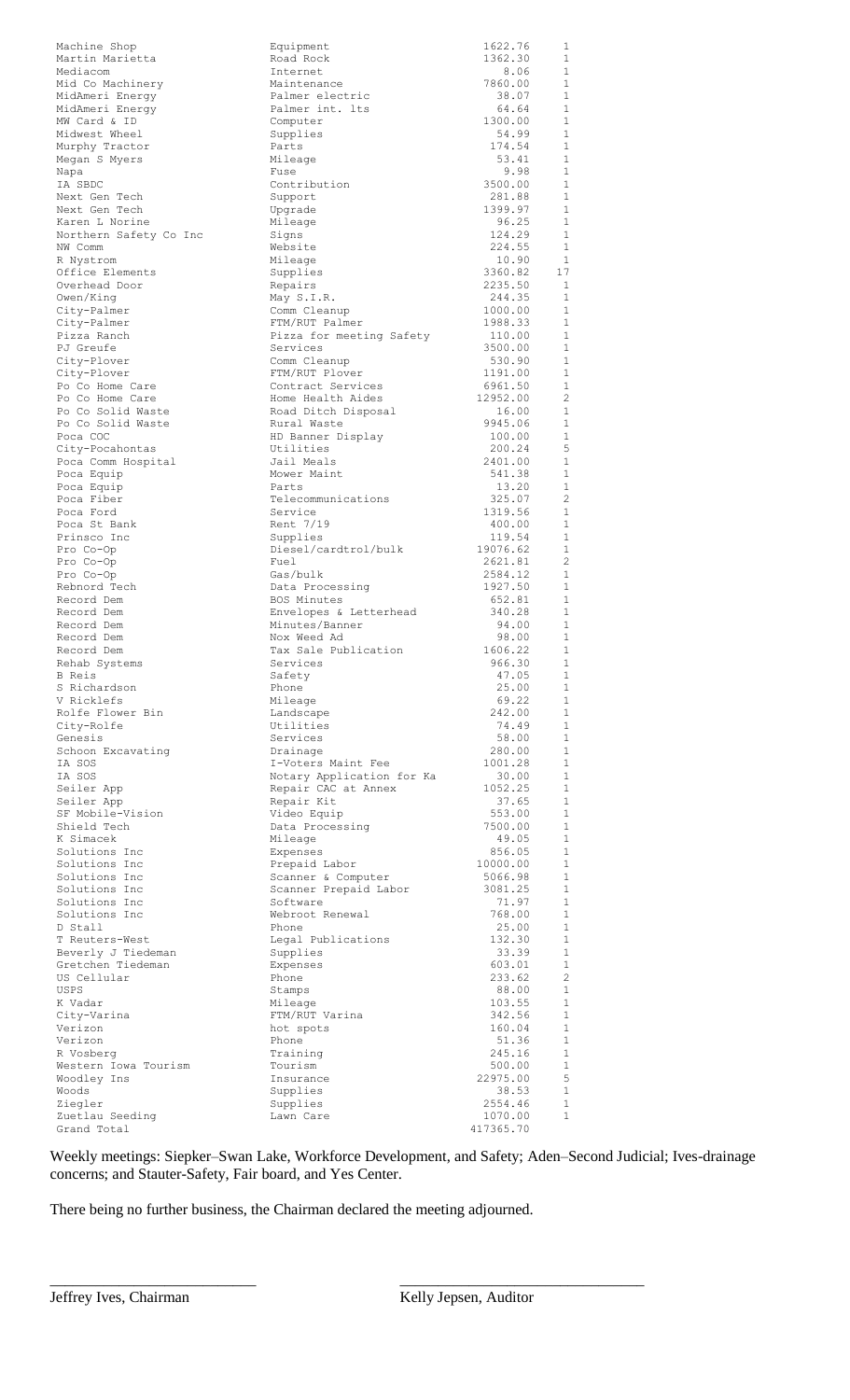| | | | |
|---|---|---|---|
| Machine Shop | Equipment | 1622.76 | 1 |
| Martin Marietta | Road Rock | 1362.30 | 1 |
| Mediacom | Internet | 8.06 | 1 |
| Mid Co Machinery | Maintenance | 7860.00 | 1 |
| MidAmeri Energy | Palmer electric | 38.07 | 1 |
| MidAmeri Energy | Palmer int. lts | 64.64 | 1 |
| MW Card & ID | Computer | 1300.00 | 1 |
| Midwest Wheel | Supplies | 54.99 | 1 |
| Murphy Tractor | Parts | 174.54 | 1 |
| Megan S Myers | Mileage | 53.41 | 1 |
| Napa | Fuse | 9.98 | 1 |
| IA SBDC | Contribution | 3500.00 | 1 |
| Next Gen Tech | Support | 281.88 | 1 |
| Next Gen Tech | Upgrade | 1399.97 | 1 |
| Karen L Norine | Mileage | 96.25 | 1 |
| Northern Safety Co Inc | Signs | 124.29 | 1 |
| NW Comm | Website | 224.55 | 1 |
| R Nystrom | Mileage | 10.90 | 1 |
| Office Elements | Supplies | 3360.82 | 17 |
| Overhead Door | Repairs | 2235.50 | 1 |
| Owen/King | May S.I.R. | 244.35 | 1 |
| City-Palmer | Comm Cleanup | 1000.00 | 1 |
| City-Palmer | FTM/RUT Palmer | 1988.33 | 1 |
| Pizza Ranch | Pizza for meeting Safety | 110.00 | 1 |
| PJ Greufe | Services | 3500.00 | 1 |
| City-Plover | Comm Cleanup | 530.90 | 1 |
| City-Plover | FTM/RUT Plover | 1191.00 | 1 |
| Po Co Home Care | Contract Services | 6961.50 | 1 |
| Po Co Home Care | Home Health Aides | 12952.00 | 2 |
| Po Co Solid Waste | Road Ditch Disposal | 16.00 | 1 |
| Po Co Solid Waste | Rural Waste | 9945.06 | 1 |
| Poca COC | HD Banner Display | 100.00 | 1 |
| City-Pocahontas | Utilities | 200.24 | 5 |
| Poca Comm Hospital | Jail Meals | 2401.00 | 1 |
| Poca Equip | Mower Maint | 541.38 | 1 |
| Poca Equip | Parts | 13.20 | 1 |
| Poca Fiber | Telecommunications | 325.07 | 2 |
| Poca Ford | Service | 1319.56 | 1 |
| Poca St Bank | Rent 7/19 | 400.00 | 1 |
| Prinsco Inc | Supplies | 119.54 | 1 |
| Pro Co-Op | Diesel/cardtrol/bulk | 19076.62 | 1 |
| Pro Co-Op | Fuel | 2621.81 | 2 |
| Pro Co-Op | Gas/bulk | 2584.12 | 1 |
| Rebnord Tech | Data Processing | 1927.50 | 1 |
| Record Dem | BOS Minutes | 652.81 | 1 |
| Record Dem | Envelopes & Letterhead | 340.28 | 1 |
| Record Dem | Minutes/Banner | 94.00 | 1 |
| Record Dem | Nox Weed Ad | 98.00 | 1 |
| Record Dem | Tax Sale Publication | 1606.22 | 1 |
| Rehab Systems | Services | 966.30 | 1 |
| B Reis | Safety | 47.05 | 1 |
| S Richardson | Phone | 25.00 | 1 |
| V Ricklefs | Mileage | 69.22 | 1 |
| Rolfe Flower Bin | Landscape | 242.00 | 1 |
| City-Rolfe | Utilities | 74.49 | 1 |
| Genesis | Services | 58.00 | 1 |
| Schoon Excavating | Drainage | 280.00 | 1 |
| IA SOS | I-Voters Maint Fee | 1001.28 | 1 |
| IA SOS | Notary Application for Ka | 30.00 | 1 |
| Seiler App | Repair CAC at Annex | 1052.25 | 1 |
| Seiler App | Repair Kit | 37.65 | 1 |
| SF Mobile-Vision | Video Equip | 553.00 | 1 |
| Shield Tech | Data Processing | 7500.00 | 1 |
| K Simacek | Mileage | 49.05 | 1 |
| Solutions Inc | Expenses | 856.05 | 1 |
| Solutions Inc | Prepaid Labor | 10000.00 | 1 |
| Solutions Inc | Scanner & Computer | 5066.98 | 1 |
| Solutions Inc | Scanner Prepaid Labor | 3081.25 | 1 |
| Solutions Inc | Software | 71.97 | 1 |
| Solutions Inc | Webroot Renewal | 768.00 | 1 |
| D Stall | Phone | 25.00 | 1 |
| T Reuters-West | Legal Publications | 132.30 | 1 |
| Beverly J Tiedeman | Supplies | 33.39 | 1 |
| Gretchen Tiedeman | Expenses | 603.01 | 1 |
| US Cellular | Phone | 233.62 | 2 |
| USPS | Stamps | 88.00 | 1 |
| K Vadar | Mileage | 103.55 | 1 |
| City-Varina | FTM/RUT Varina | 342.56 | 1 |
| Verizon | hot spots | 160.04 | 1 |
| Verizon | Phone | 51.36 | 1 |
| R Vosberg | Training | 245.16 | 1 |
| Western Iowa Tourism | Tourism | 500.00 | 1 |
| Woodley Ins | Insurance | 22975.00 | 5 |
| Woods | Supplies | 38.53 | 1 |
| Ziegler | Supplies | 2554.46 | 1 |
| Zuetlau Seeding | Lawn Care | 1070.00 | 1 |
| Grand Total | | 417365.70 | |

Weekly meetings: Siepker–Swan Lake, Workforce Development, and Safety; Aden–Second Judicial; Ives-drainage concerns; and Stauter-Safety, Fair board, and Yes Center.

There being no further business, the Chairman declared the meeting adjourned.

\_\_\_\_\_\_\_\_\_\_\_\_\_\_\_\_\_\_\_\_\_\_\_\_\_\_\_\_ \_\_\_\_\_\_\_\_\_\_\_\_\_\_\_\_\_\_\_\_\_\_\_\_\_\_\_\_\_\_\_\_\_\_

Jeffrey Ives, Chairman Kelly Jepsen, Auditor